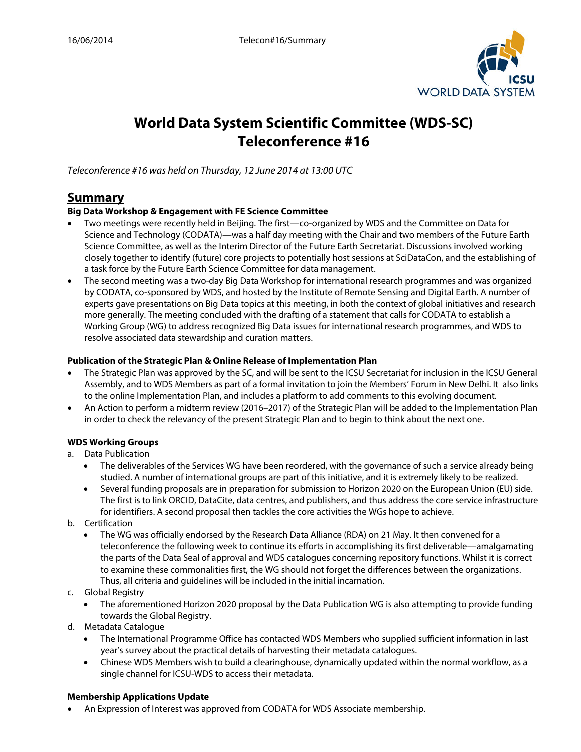# World Data System Scientific Committee (WDS-SC) Teleconference #16

*Teleconference #16 was held on Thursday, 12 June 2014 at 13:00 UTC*

## Summary

**Big Data Workshop & Engagement with FE Science Committee**

- Two meetings were recently held in Beijing. The first—co-organized by WDS and the Committee on Data for Science and Technology (CODATA)—was a half day meeting with the Chair and two members of the Future Earth Science Committee, as well as the Interim Director of the Future Earth Secretariat. Discussions involved working closely together to identify (future) core projects to potentially host sessions at SciDataCon, and the establishing of a task force by the Future Earth Science Committee for data management.
- The second meeting was a two-day Big Data Workshop for international research programmes and was organized by CODATA, co-sponsored by WDS, and hosted by the Institute of Remote Sensing and Digital Earth. A number of experts gave presentations on Big Data topics at this meeting, in both the context of global initiatives and research more generally. The meeting concluded with the drafting of a statement that calls for CODATA to establish a Working Group (WG) to address recognized Big Data issues for international research programmes, and WDS to resolve associated data stewardship and curation matters.

**Publication of the Strategic Plan & Online Release of Implementation Plan**

- The Strategic Plan was approved by the SC, and will be sent to the ICSU Secretariat for inclusion in the ICSU General Assembly, and to WDS Members as part of a formal invitation to join the Members' Forum in New Delhi. It also links to the online Implementation Plan, and includes a platform to add comments to this evolving document.
- An Action to perform a midterm review (2016–2017) of the Strategic Plan will be added to the Implementation Plan in order to check the relevancy of the present Strategic Plan and to begin to think about the next one.

**WDS Working Groups**

a. Data Publication
   - The deliverables of the Services WG have been reordered, with the governance of such a service already being studied. A number of international groups are part of this initiative, and it is extremely likely to be realized.
   - Several funding proposals are in preparation for submission to Horizon 2020 on the European Union (EU) side. The first is to link ORCID, DataCite, data centres, and publishers, and thus address the core service infrastructure for identifiers. A second proposal then tackles the core activities the WGs hope to achieve.

b. Certification
   - The WG was officially endorsed by the Research Data Alliance (RDA) on 21 May. It then convened for a teleconference the following week to continue its efforts in accomplishing its first deliverable—amalgamating the parts of the Data Seal of approval and WDS catalogues concerning repository functions. Whilst it is correct to examine these commonalities first, the WG should not forget the differences between the organizations. Thus, all criteria and guidelines will be included in the initial incarnation.

c. Global Registry
   - The aforementioned Horizon 2020 proposal by the Data Publication WG is also attempting to provide funding towards the Global Registry.

d. Metadata Catalogue
   - The International Programme Office has contacted WDS Members who supplied sufficient information in last year's survey about the practical details of harvesting their metadata catalogues.
   - Chinese WDS Members wish to build a clearinghouse, dynamically updated within the normal workflow, as a single channel for ICSU-WDS to access their metadata.

**Membership Applications Update**

- An Expression of Interest was approved from CODATA for WDS Associate membership.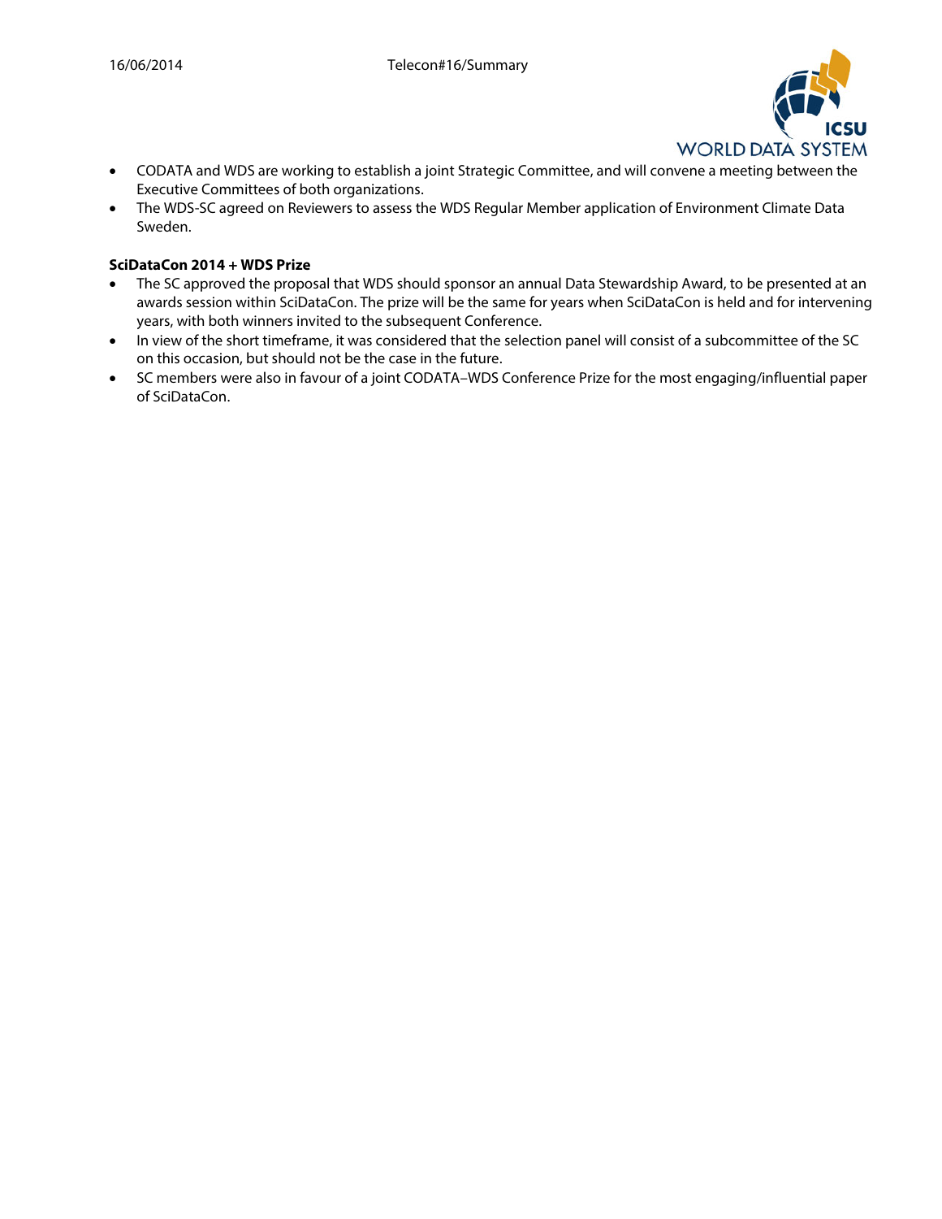- CODATA and WDS are working to establish a joint Strategic Committee, and will convene a meeting between the Executive Committees of both organizations.
- The WDS-SC agreed on Reviewers to assess the WDS Regular Member application of Environment Climate Data Sweden.

**SciDataCon 2014 + WDS Prize**

- The SC approved the proposal that WDS should sponsor an annual Data Stewardship Award, to be presented at an awards session within SciDataCon. The prize will be the same for years when SciDataCon is held and for intervening years, with both winners invited to the subsequent Conference.
- In view of the short timeframe, it was considered that the selection panel will consist of a subcommittee of the SC on this occasion, but should not be the case in the future.
- SC members were also in favour of a joint CODATA–WDS Conference Prize for the most engaging/influential paper of SciDataCon.